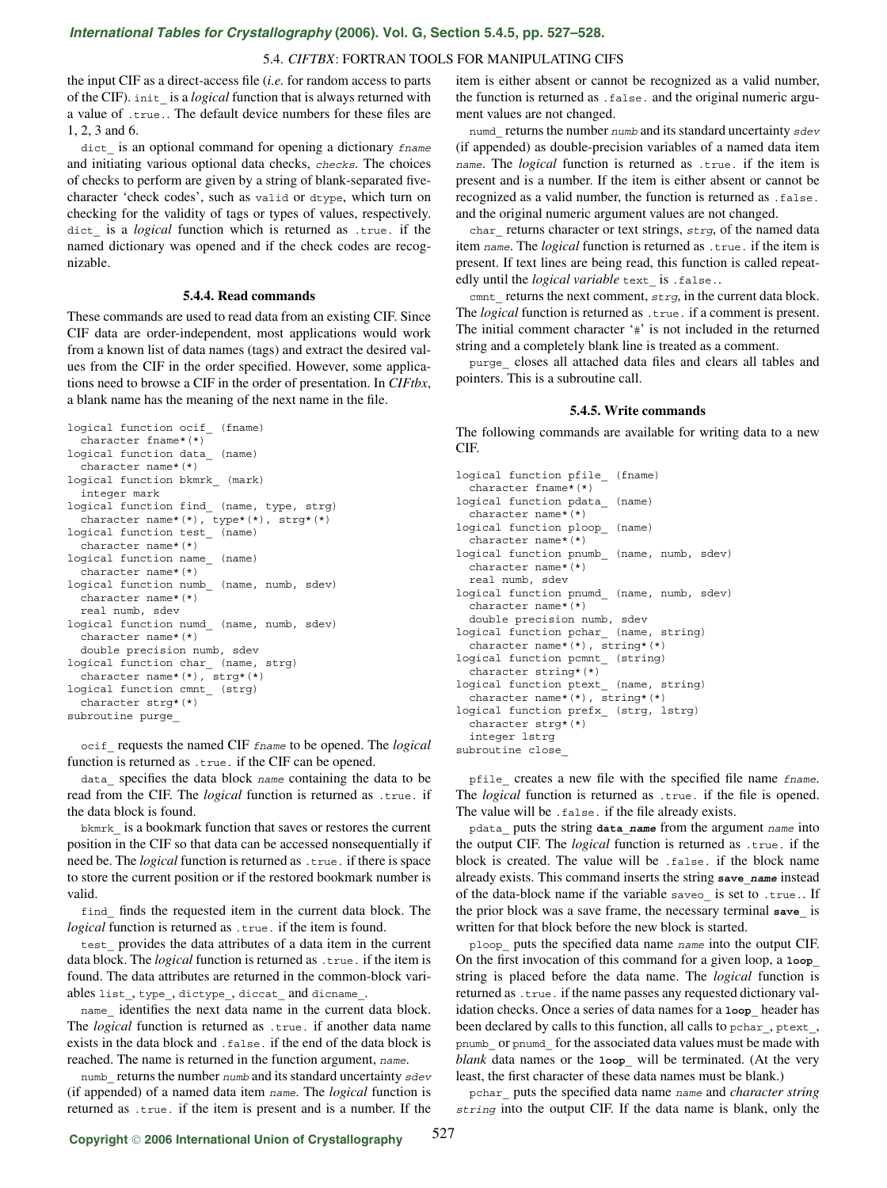the input CIF as a direct-access file (*i.e.* for random access to parts of the CIF). init_ is a *logical* function that is always returned with a value of .true.. The default device numbers for these files are 1, 2, 3 and 6.

dict_ is an optional command for opening a dictionary *fname* and initiating various optional data checks, *checks*. The choices of checks to perform are given by a string of blank-separated five-character 'check codes', such as valid or dtype, which turn on checking for the validity of tags or types of values, respectively. dict_ is a *logical* function which is returned as .true. if the named dictionary was opened and if the check codes are recognizable.

### 5.4.4. Read commands

These commands are used to read data from an existing CIF. Since CIF data are order-independent, most applications would work from a known list of data names (tags) and extract the desired values from the CIF in the order specified. However, some applications need to browse a CIF in the order of presentation. In *CIFtbx*, a blank name has the meaning of the next name in the file.

```
logical function ocif_ (fname)
  character fname*(*)
logical function data_ (name)
  character name*(*)
logical function bkmrk_ (mark)
  integer mark
logical function find_ (name, type, strg)
  character name*(*), type*(*), strg*(*)
logical function test_ (name)
  character name*(*)
logical function name_ (name)
  character name*(*)
logical function numb_ (name, numb, sdev)
  character name*(*)
  real numb, sdev
logical function numd_ (name, numb, sdev)
  character name*(*)
  double precision numb, sdev
logical function char_ (name, strg)
  character name*(*), strg*(*)
logical function cmnt_ (strg)
  character strg*(*)
subroutine purge_
```

ocif_ requests the named CIF *fname* to be opened. The *logical* function is returned as .true. if the CIF can be opened.

data_ specifies the data block *name* containing the data to be read from the CIF. The *logical* function is returned as .true. if the data block is found.

bkmrk_ is a bookmark function that saves or restores the current position in the CIF so that data can be accessed nonsequentially if need be. The *logical* function is returned as .true. if there is space to store the current position or if the restored bookmark number is valid.

find_ finds the requested item in the current data block. The *logical* function is returned as .true. if the item is found.

test_ provides the data attributes of a data item in the current data block. The *logical* function is returned as .true. if the item is found. The data attributes are returned in the common-block variables list_, type_, dictype_, diccat_ and dicname_.

name_ identifies the next data name in the current data block. The *logical* function is returned as .true. if another data name exists in the data block and .false. if the end of the data block is reached. The name is returned in the function argument, *name*.

numb_ returns the number *numb* and its standard uncertainty *sdev* (if appended) of a named data item *name*. The *logical* function is returned as .true. if the item is present and is a number. If the item is either absent or cannot be recognized as a valid number, the function is returned as .false. and the original numeric argument values are not changed.

numd_ returns the number *numb* and its standard uncertainty *sdev* (if appended) as double-precision variables of a named data item *name*. The *logical* function is returned as .true. if the item is present and is a number. If the item is either absent or cannot be recognized as a valid number, the function is returned as .false. and the original numeric argument values are not changed.

char_ returns character or text strings, *strg*, of the named data item *name*. The *logical* function is returned as .true. if the item is present. If text lines are being read, this function is called repeatedly until the *logical variable* text_ is .false..

cmnt_ returns the next comment, *strg*, in the current data block. The *logical* function is returned as .true. if a comment is present. The initial comment character '#' is not included in the returned string and a completely blank line is treated as a comment.

purge_ closes all attached data files and clears all tables and pointers. This is a subroutine call.

### 5.4.5. Write commands

The following commands are available for writing data to a new CIF.

```
logical function pfile_ (fname)
  character fname*(*)
logical function pdata_ (name)
  character name*(*)
logical function ploop_ (name)
  character name*(*)
logical function pnumb_ (name, numb, sdev)
  character name*(*)
  real numb, sdev
logical function pnumd_ (name, numb, sdev)
  character name*(*)
  double precision numb, sdev
logical function pchar_ (name, string)
  character name*(*), string*(*)
logical function pcmnt_ (string)
  character string*(*)
logical function ptext_ (name, string)
  character name*(*), string*(*)
logical function prefx_ (strg, lstrg)
  character strg*(*)
  integer lstrg
subroutine close_
```

pfile_ creates a new file with the specified file name *fname*. The *logical* function is returned as .true. if the file is opened. The value will be .false. if the file already exists.

pdata_ puts the string **data_*name*** from the argument *name* into the output CIF. The *logical* function is returned as .true. if the block is created. The value will be .false. if the block name already exists. This command inserts the string **save_*name*** instead of the data-block name if the variable saveo_ is set to .true.. If the prior block was a save frame, the necessary terminal **save_** is written for that block before the new block is started.

ploop_ puts the specified data name *name* into the output CIF. On the first invocation of this command for a given loop, a **loop_** string is placed before the data name. The *logical* function is returned as .true. if the name passes any requested dictionary validation checks. Once a series of data names for a **loop_** header has been declared by calls to this function, all calls to pchar_, ptext_, pnumb_ or pnumd_ for the associated data values must be made with *blank* data names or the **loop_** will be terminated. (At the very least, the first character of these data names must be blank.)

pchar_ puts the specified data name *name* and *character string string* into the output CIF. If the data name is blank, only the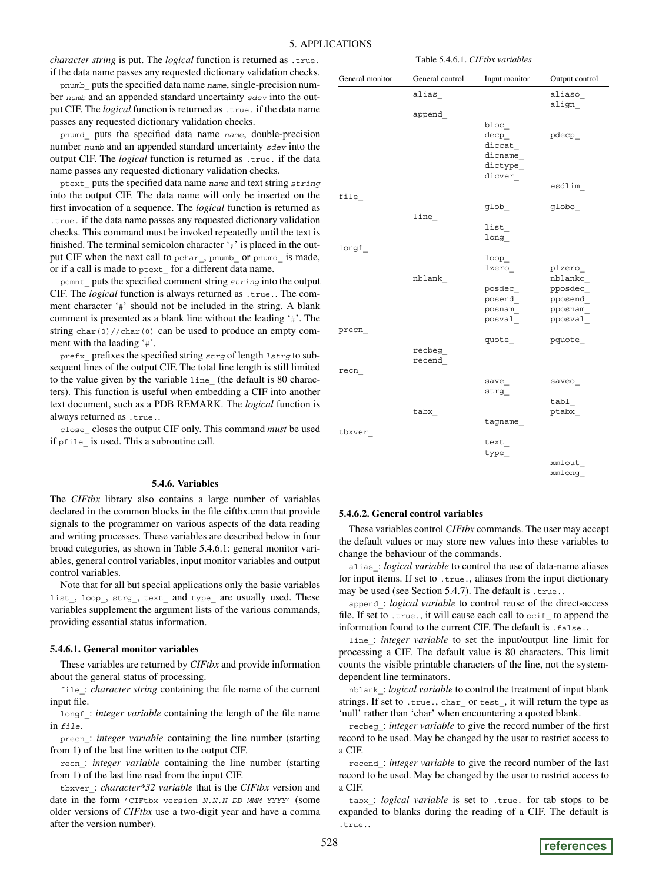*character string* is put. The *logical* function is returned as `.true.` if the data name passes any requested dictionary validation checks.

`pnumb_` puts the specified data name *name*, single-precision number *numb* and an appended standard uncertainty *sdev* into the output CIF. The *logical* function is returned as `.true.` if the data name passes any requested dictionary validation checks.

`pnumd_` puts the specified data name *name*, double-precision number *numb* and an appended standard uncertainty *sdev* into the output CIF. The *logical* function is returned as `.true.` if the data name passes any requested dictionary validation checks.

`ptext_` puts the specified data name *name* and text string *string* into the output CIF. The data name will only be inserted on the first invocation of a sequence. The *logical* function is returned as `.true.` if the data name passes any requested dictionary validation checks. This command must be invoked repeatedly until the text is finished. The terminal semicolon character '`;`' is placed in the output CIF when the next call to `pchar_`, `pnumb_` or `pnumd_` is made, or if a call is made to `ptext_` for a different data name.

`pcmnt_` puts the specified comment string *string* into the output CIF. The *logical* function is always returned as `.true.`. The comment character '`#`' should not be included in the string. A blank comment is presented as a blank line without the leading '`#`'. The string `char(0)//char(0)` can be used to produce an empty comment with the leading '`#`'.

`prefx_` prefixes the specified string *strg* of length *lstrg* to subsequent lines of the output CIF. The total line length is still limited to the value given by the variable `line_` (the default is 80 characters). This function is useful when embedding a CIF into another text document, such as a PDB REMARK. The *logical* function is always returned as `.true.`.

`close_` closes the output CIF only. This command *must* be used if `pfile_` is used. This a subroutine call.

### 5.4.6. Variables

The *CIFtbx* library also contains a large number of variables declared in the common blocks in the file ciftbx.cmn that provide signals to the programmer on various aspects of the data reading and writing processes. These variables are described below in four broad categories, as shown in Table 5.4.6.1: general monitor variables, general control variables, input monitor variables and output control variables.

Note that for all but special applications only the basic variables `list_`, `loop_`, `strg_`, `text_` and `type_` are usually used. These variables supplement the argument lists of the various commands, providing essential status information.

#### 5.4.6.1. General monitor variables

These variables are returned by *CIFtbx* and provide information about the general status of processing.

`file_`: *character string* containing the file name of the current input file.

`longf_`: *integer variable* containing the length of the file name in *file*.

`precn_`: *integer variable* containing the line number (starting from 1) of the last line written to the output CIF.

`recn_`: *integer variable* containing the line number (starting from 1) of the last line read from the input CIF.

`tbxver_`: *character*32 variable* that is the *CIFtbx* version and date in the form `'CIFtbx version N.N.N DD MMM YYYY'` (some older versions of *CIFtbx* use a two-digit year and have a comma after the version number).

Table 5.4.6.1. *CIFtbx variables*

| General monitor | General control | Input monitor | Output control |
|---|---|---|---|
| | alias_ | | aliaso_ |
| | | | align_ |
| | append_ | | |
| | | bloc_ | |
| | | decp_ | pdecp_ |
| | | diccat_ | |
| | | dicname_ | |
| | | dictype_ | |
| | | dicver_ | |
| | | | esdlim_ |
| file_ | | | |
| | | glob_ | globo_ |
| | line_ | | |
| | | list_ | |
| | | long_ | |
| longf_ | | | |
| | | loop_ | |
| | | lzero_ | plzero_ |
| | nblank_ | | nblanko_ |
| | | posdec_ | pposdec_ |
| | | posend_ | pposend_ |
| | | posnam_ | pposnam_ |
| | | posval_ | pposval_ |
| precn_ | | | |
| | | quote_ | pquote_ |
| | recbeg_ | | |
| | recend_ | | |
| recn_ | | | |
| | | save_ | saveo_ |
| | | strg_ | |
| | | | tabl_ |
| | tabx_ | | ptabx_ |
| | | tagname_ | |
| tbxver_ | | | |
| | | text_ | |
| | | type_ | |
| | | | xmlout_ |
| | | | xmlong_ |

#### 5.4.6.2. General control variables

These variables control *CIFtbx* commands. The user may accept the default values or may store new values into these variables to change the behaviour of the commands.

`alias_`: *logical variable* to control the use of data-name aliases for input items. If set to `.true.`, aliases from the input dictionary may be used (see Section 5.4.7). The default is `.true.`.

`append_`: *logical variable* to control reuse of the direct-access file. If set to `.true.`, it will cause each call to `ocif_` to append the information found to the current CIF. The default is `.false.`.

`line_`: *integer variable* to set the input/output line limit for processing a CIF. The default value is 80 characters. This limit counts the visible printable characters of the line, not the system-dependent line terminators.

`nblank_`: *logical variable* to control the treatment of input blank strings. If set to `.true.`, `char_` or `test_`, it will return the type as 'null' rather than 'char' when encountering a quoted blank.

`recbeg_`: *integer variable* to give the record number of the first record to be used. May be changed by the user to restrict access to a CIF.

`recend_`: *integer variable* to give the record number of the last record to be used. May be changed by the user to restrict access to a CIF.

`tabx_`: *logical variable* is set to `.true.` for tab stops to be expanded to blanks during the reading of a CIF. The default is `.true.`.